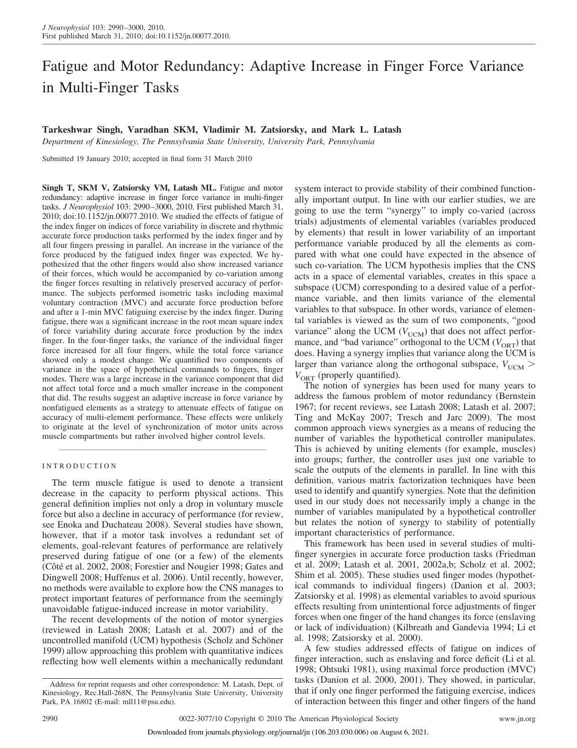# Fatigue and Motor Redundancy: Adaptive Increase in Finger Force Variance in Multi-Finger Tasks

**Tarkeshwar Singh, Varadhan SKM, Vladimir M. Zatsiorsky, and Mark L. Latash**

*Department of Kinesiology, The Pennsylvania State University, University Park, Pennsylvania*

Submitted 19 January 2010; accepted in final form 31 March 2010

**Singh T, SKM V, Zatsiorsky VM, Latash ML.** Fatigue and motor redundancy: adaptive increase in finger force variance in multi-finger tasks. *J Neurophysiol* 103: 2990–3000, 2010. First published March 31, 2010; doi:10.1152/jn.00077.2010. We studied the effects of fatigue of the index finger on indices of force variability in discrete and rhythmic accurate force production tasks performed by the index finger and by all four fingers pressing in parallel. An increase in the variance of the force produced by the fatigued index finger was expected. We hypothesized that the other fingers would also show increased variance of their forces, which would be accompanied by co-variation among the finger forces resulting in relatively preserved accuracy of performance. The subjects performed isometric tasks including maximal voluntary contraction (MVC) and accurate force production before and after a 1-min MVC fatiguing exercise by the index finger. During fatigue, there was a significant increase in the root mean square index of force variability during accurate force production by the index finger. In the four-finger tasks, the variance of the individual finger force increased for all four fingers, while the total force variance showed only a modest change. We quantified two components of variance in the space of hypothetical commands to fingers, finger modes. There was a large increase in the variance component that did not affect total force and a much smaller increase in the component that did. The results suggest an adaptive increase in force variance by nonfatigued elements as a strategy to attenuate effects of fatigue on accuracy of multi-element performance. These effects were unlikely to originate at the level of synchronization of motor units across muscle compartments but rather involved higher control levels.

## INTRODUCTION

The term muscle fatigue is used to denote a transient decrease in the capacity to perform physical actions. This general definition implies not only a drop in voluntary muscle force but also a decline in accuracy of performance (for review, see Enoka and Duchateau 2008). Several studies have shown, however, that if a motor task involves a redundant set of elements, goal-relevant features of performance are relatively preserved during fatigue of one (or a few) of the elements (Côté et al. 2002, 2008; Forestier and Nougier 1998; Gates and Dingwell 2008; Huffenus et al. 2006). Until recently, however, no methods were available to explore how the CNS manages to protect important features of performance from the seemingly unavoidable fatigue-induced increase in motor variability.

The recent developments of the notion of motor synergies (reviewed in Latash 2008; Latash et al. 2007) and of the uncontrolled manifold (UCM) hypothesis (Scholz and Schöner 1999) allow approaching this problem with quantitative indices reflecting how well elements within a mechanically redundant system interact to provide stability of their combined functionally important output. In line with our earlier studies, we are going to use the term "synergy" to imply co-varied (across trials) adjustments of elemental variables (variables produced by elements) that result in lower variability of an important performance variable produced by all the elements as compared with what one could have expected in the absence of such co-variation. The UCM hypothesis implies that the CNS acts in a space of elemental variables, creates in this space a subspace (UCM) corresponding to a desired value of a performance variable, and then limits variance of the elemental variables to that subspace. In other words, variance of elemental variables is viewed as the sum of two components, "good variance" along the UCM ($V_{UCM}$) that does not affect performance, and "bad variance" orthogonal to the UCM ($V_{ORT}$) that does. Having a synergy implies that variance along the UCM is larger than variance along the orthogonal subspace, $V_{UCM} > V_{ORT}$ (properly quantified).

The notion of synergies has been used for many years to address the famous problem of motor redundancy (Bernstein 1967; for recent reviews, see Latash 2008; Latash et al. 2007; Ting and McKay 2007; Tresch and Jarc 2009). The most common approach views synergies as a means of reducing the number of variables the hypothetical controller manipulates. This is achieved by uniting elements (for example, muscles) into groups; further, the controller uses just one variable to scale the outputs of the elements in parallel. In line with this definition, various matrix factorization techniques have been used to identify and quantify synergies. Note that the definition used in our study does not necessarily imply a change in the number of variables manipulated by a hypothetical controller but relates the notion of synergy to stability of potentially important characteristics of performance.

This framework has been used in several studies of multi-finger synergies in accurate force production tasks (Friedman et al. 2009; Latash et al. 2001, 2002a,b; Scholz et al. 2002; Shim et al. 2005). These studies used finger modes (hypothetical commands to individual fingers) (Danion et al. 2003; Zatsiorsky et al. 1998) as elemental variables to avoid spurious effects resulting from unintentional force adjustments of finger forces when one finger of the hand changes its force (enslaving or lack of individuation) (Kilbreath and Gandevia 1994; Li et al. 1998; Zatsiorsky et al. 2000).

A few studies addressed effects of fatigue on indices of finger interaction, such as enslaving and force deficit (Li et al. 1998; Ohtsuki 1981), using maximal force production (MVC) tasks (Danion et al. 2000, 2001). They showed, in particular, that if only one finger performed the fatiguing exercise, indices of interaction between this finger and other fingers of the hand

Address for reprint requests and other correspondence: M. Latash, Dept. of Kinesiology, Rec.Hall-268N, The Pennsylvania State University, University Park, PA 16802 (E-mail: mll11@psu.edu).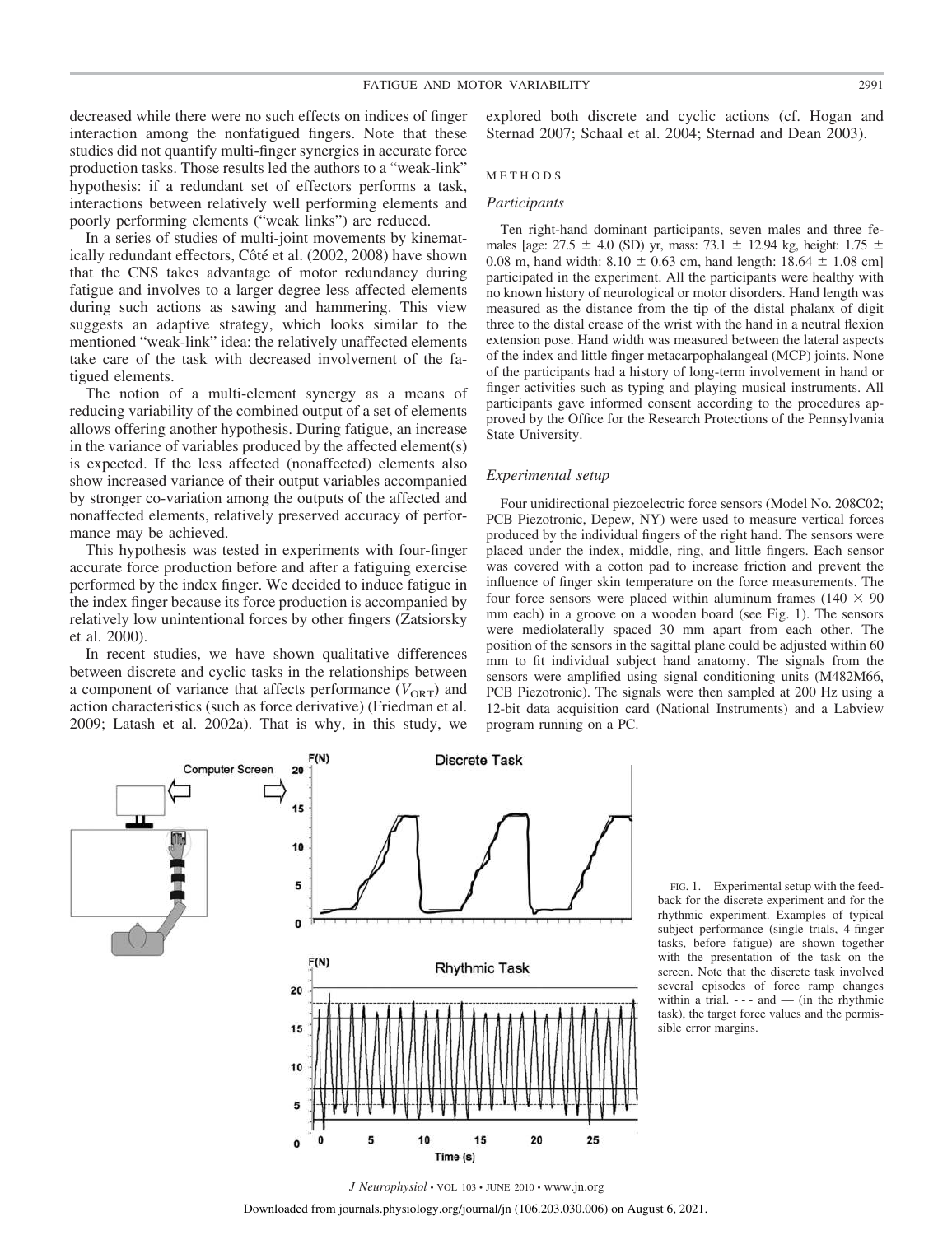decreased while there were no such effects on indices of finger interaction among the nonfatigued fingers. Note that these studies did not quantify multi-finger synergies in accurate force production tasks. Those results led the authors to a "weak-link" hypothesis: if a redundant set of effectors performs a task, interactions between relatively well performing elements and poorly performing elements ("weak links") are reduced.

In a series of studies of multi-joint movements by kinematically redundant effectors, Côté et al. (2002, 2008) have shown that the CNS takes advantage of motor redundancy during fatigue and involves to a larger degree less affected elements during such actions as sawing and hammering. This view suggests an adaptive strategy, which looks similar to the mentioned "weak-link" idea: the relatively unaffected elements take care of the task with decreased involvement of the fatigued elements.

The notion of a multi-element synergy as a means of reducing variability of the combined output of a set of elements allows offering another hypothesis. During fatigue, an increase in the variance of variables produced by the affected element(s) is expected. If the less affected (nonaffected) elements also show increased variance of their output variables accompanied by stronger co-variation among the outputs of the affected and nonaffected elements, relatively preserved accuracy of performance may be achieved.

This hypothesis was tested in experiments with four-finger accurate force production before and after a fatiguing exercise performed by the index finger. We decided to induce fatigue in the index finger because its force production is accompanied by relatively low unintentional forces by other fingers (Zatsiorsky et al. 2000).

In recent studies, we have shown qualitative differences between discrete and cyclic tasks in the relationships between a component of variance that affects performance ($V_{ORT}$) and action characteristics (such as force derivative) (Friedman et al. 2009; Latash et al. 2002a). That is why, in this study, we explored both discrete and cyclic actions (cf. Hogan and Sternad 2007; Schaal et al. 2004; Sternad and Dean 2003).

## METHODS

### Participants

Ten right-hand dominant participants, seven males and three females [age: 27.5 ± 4.0 (SD) yr, mass: 73.1 ± 12.94 kg, height: 1.75 ± 0.08 m, hand width: 8.10 ± 0.63 cm, hand length: 18.64 ± 1.08 cm] participated in the experiment. All the participants were healthy with no known history of neurological or motor disorders. Hand length was measured as the distance from the tip of the distal phalanx of digit three to the distal crease of the wrist with the hand in a neutral flexion extension pose. Hand width was measured between the lateral aspects of the index and little finger metacarpophalangeal (MCP) joints. None of the participants had a history of long-term involvement in hand or finger activities such as typing and playing musical instruments. All participants gave informed consent according to the procedures approved by the Office for the Research Protections of the Pennsylvania State University.

### Experimental setup

Four unidirectional piezoelectric force sensors (Model No. 208C02; PCB Piezotronic, Depew, NY) were used to measure vertical forces produced by the individual fingers of the right hand. The sensors were placed under the index, middle, ring, and little fingers. Each sensor was covered with a cotton pad to increase friction and prevent the influence of finger skin temperature on the force measurements. The four force sensors were placed within aluminum frames (140 × 90 mm each) in a groove on a wooden board (see Fig. 1). The sensors were mediolaterally spaced 30 mm apart from each other. The position of the sensors in the sagittal plane could be adjusted within 60 mm to fit individual subject hand anatomy. The signals from the sensors were amplified using signal conditioning units (M482M66, PCB Piezotronic). The signals were then sampled at 200 Hz using a 12-bit data acquisition card (National Instruments) and a Labview program running on a PC.

Computer Screen

Discrete Task

F(N)

20
15
10
5
0

Rhythmic Task

F(N)

20
15
10
5
0

0 5 10 15 20 25

Time (s)

FIG. 1. Experimental setup with the feedback for the discrete experiment and for the rhythmic experiment. Examples of typical subject performance (single trials, 4-finger tasks, before fatigue) are shown together with the presentation of the task on the screen. Note that the discrete task involved several episodes of force ramp changes within a trial. - - - and — (in the rhythmic task), the target force values and the permissible error margins.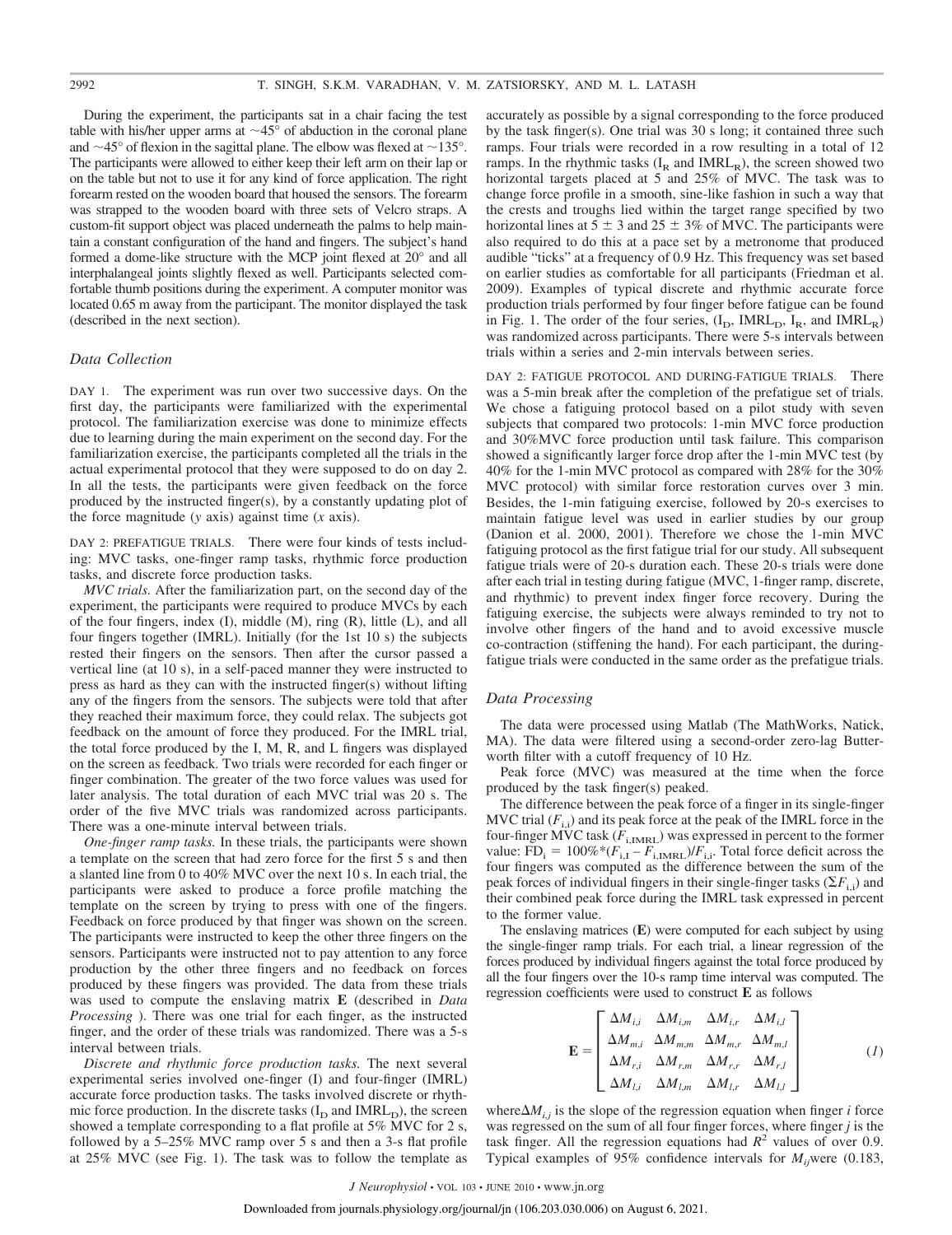During the experiment, the participants sat in a chair facing the test table with his/her upper arms at ~45° of abduction in the coronal plane and ~45° of flexion in the sagittal plane. The elbow was flexed at ~135°. The participants were allowed to either keep their left arm on their lap or on the table but not to use it for any kind of force application. The right forearm rested on the wooden board that housed the sensors. The forearm was strapped to the wooden board with three sets of Velcro straps. A custom-fit support object was placed underneath the palms to help maintain a constant configuration of the hand and fingers. The subject's hand formed a dome-like structure with the MCP joint flexed at 20° and all interphalangeal joints slightly flexed as well. Participants selected comfortable thumb positions during the experiment. A computer monitor was located 0.65 m away from the participant. The monitor displayed the task (described in the next section).

### Data Collection

DAY 1. The experiment was run over two successive days. On the first day, the participants were familiarized with the experimental protocol. The familiarization exercise was done to minimize effects due to learning during the main experiment on the second day. For the familiarization exercise, the participants completed all the trials in the actual experimental protocol that they were supposed to do on day 2. In all the tests, the participants were given feedback on the force produced by the instructed finger(s), by a constantly updating plot of the force magnitude (*y* axis) against time (*x* axis).

DAY 2: PREFATIGUE TRIALS. There were four kinds of tests including: MVC tasks, one-finger ramp tasks, rhythmic force production tasks, and discrete force production tasks.

*MVC trials.* After the familiarization part, on the second day of the experiment, the participants were required to produce MVCs by each of the four fingers, index (I), middle (M), ring (R), little (L), and all four fingers together (IMRL). Initially (for the 1st 10 s) the subjects rested their fingers on the sensors. Then after the cursor passed a vertical line (at 10 s), in a self-paced manner they were instructed to press as hard as they can with the instructed finger(s) without lifting any of the fingers from the sensors. The subjects were told that after they reached their maximum force, they could relax. The subjects got feedback on the amount of force they produced. For the IMRL trial, the total force produced by the I, M, R, and L fingers was displayed on the screen as feedback. Two trials were recorded for each finger or finger combination. The greater of the two force values was used for later analysis. The total duration of each MVC trial was 20 s. The order of the five MVC trials was randomized across participants. There was a one-minute interval between trials.

*One-finger ramp tasks.* In these trials, the participants were shown a template on the screen that had zero force for the first 5 s and then a slanted line from 0 to 40% MVC over the next 10 s. In each trial, the participants were asked to produce a force profile matching the template on the screen by trying to press with one of the fingers. Feedback on force produced by that finger was shown on the screen. The participants were instructed to keep the other three fingers on the sensors. Participants were instructed not to pay attention to any force production by the other three fingers and no feedback on forces produced by these fingers was provided. The data from these trials was used to compute the enslaving matrix **E** (described in *Data Processing* ). There was one trial for each finger, as the instructed finger, and the order of these trials was randomized. There was a 5-s interval between trials.

*Discrete and rhythmic force production tasks.* The next several experimental series involved one-finger (I) and four-finger (IMRL) accurate force production tasks. The tasks involved discrete or rhythmic force production. In the discrete tasks ($I_D$ and $IMRL_D$), the screen showed a template corresponding to a flat profile at 5% MVC for 2 s, followed by a 5–25% MVC ramp over 5 s and then a 3-s flat profile at 25% MVC (see Fig. 1). The task was to follow the template as accurately as possible by a signal corresponding to the force produced by the task finger(s). One trial was 30 s long; it contained three such ramps. Four trials were recorded in a row resulting in a total of 12 ramps. In the rhythmic tasks ($I_R$ and $IMRL_R$), the screen showed two horizontal targets placed at 5 and 25% of MVC. The task was to change force profile in a smooth, sine-like fashion in such a way that the crests and troughs lied within the target range specified by two horizontal lines at 5 ± 3 and 25 ± 3% of MVC. The participants were also required to do this at a pace set by a metronome that produced audible "ticks" at a frequency of 0.9 Hz. This frequency was set based on earlier studies as comfortable for all participants (Friedman et al. 2009). Examples of typical discrete and rhythmic accurate force production trials performed by four finger before fatigue can be found in Fig. 1. The order of the four series, ($I_D$, $IMRL_D$, $I_R$, and $IMRL_R$) was randomized across participants. There were 5-s intervals between trials within a series and 2-min intervals between series.

DAY 2: FATIGUE PROTOCOL AND DURING-FATIGUE TRIALS. There was a 5-min break after the completion of the prefatigue set of trials. We chose a fatiguing protocol based on a pilot study with seven subjects that compared two protocols: 1-min MVC force production and 30%MVC force production until task failure. This comparison showed a significantly larger force drop after the 1-min MVC test (by 40% for the 1-min MVC protocol as compared with 28% for the 30% MVC protocol) with similar force restoration curves over 3 min. Besides, the 1-min fatiguing exercise, followed by 20-s exercises to maintain fatigue level was used in earlier studies by our group (Danion et al. 2000, 2001). Therefore we chose the 1-min MVC fatiguing protocol as the first fatigue trial for our study. All subsequent fatigue trials were of 20-s duration each. These 20-s trials were done after each trial in testing during fatigue (MVC, 1-finger ramp, discrete, and rhythmic) to prevent index finger force recovery. During the fatiguing exercise, the subjects were always reminded to try not to involve other fingers of the hand and to avoid excessive muscle co-contraction (stiffening the hand). For each participant, the during-fatigue trials were conducted in the same order as the prefatigue trials.

### Data Processing

The data were processed using Matlab (The MathWorks, Natick, MA). The data were filtered using a second-order zero-lag Butterworth filter with a cutoff frequency of 10 Hz.

Peak force (MVC) was measured at the time when the force produced by the task finger(s) peaked.

The difference between the peak force of a finger in its single-finger MVC trial ($F_{i,i}$) and its peak force at the peak of the IMRL force in the four-finger MVC task ($F_{i,IMRL}$) was expressed in percent to the former value: $FD_i = 100\%*(F_{i,I} - F_{i,IMRL})/F_{i,i}$. Total force deficit across the four fingers was computed as the difference between the sum of the peak forces of individual fingers in their single-finger tasks ($\Sigma F_{i,i}$) and their combined peak force during the IMRL task expressed in percent to the former value.

The enslaving matrices (**E**) were computed for each subject by using the single-finger ramp trials. For each trial, a linear regression of the forces produced by individual fingers against the total force produced by all the four fingers over the 10-s ramp time interval was computed. The regression coefficients were used to construct **E** as follows

$$\mathbf{E} = \begin{bmatrix} \Delta M_{i,i} & \Delta M_{i,m} & \Delta M_{i,r} & \Delta M_{i,l} \\ \Delta M_{m,i} & \Delta M_{m,m} & \Delta M_{m,r} & \Delta M_{m,l} \\ \Delta M_{r,i} & \Delta M_{r,m} & \Delta M_{r,r} & \Delta M_{r,l} \\ \Delta M_{l,i} & \Delta M_{l,m} & \Delta M_{l,r} & \Delta M_{l,l} \end{bmatrix} \qquad (1)$$

where $\Delta M_{i,j}$ is the slope of the regression equation when finger *i* force was regressed on the sum of all four finger forces, where finger *j* is the task finger. All the regression equations had $R^2$ values of over 0.9. Typical examples of 95% confidence intervals for $M_{ij}$ were (0.183,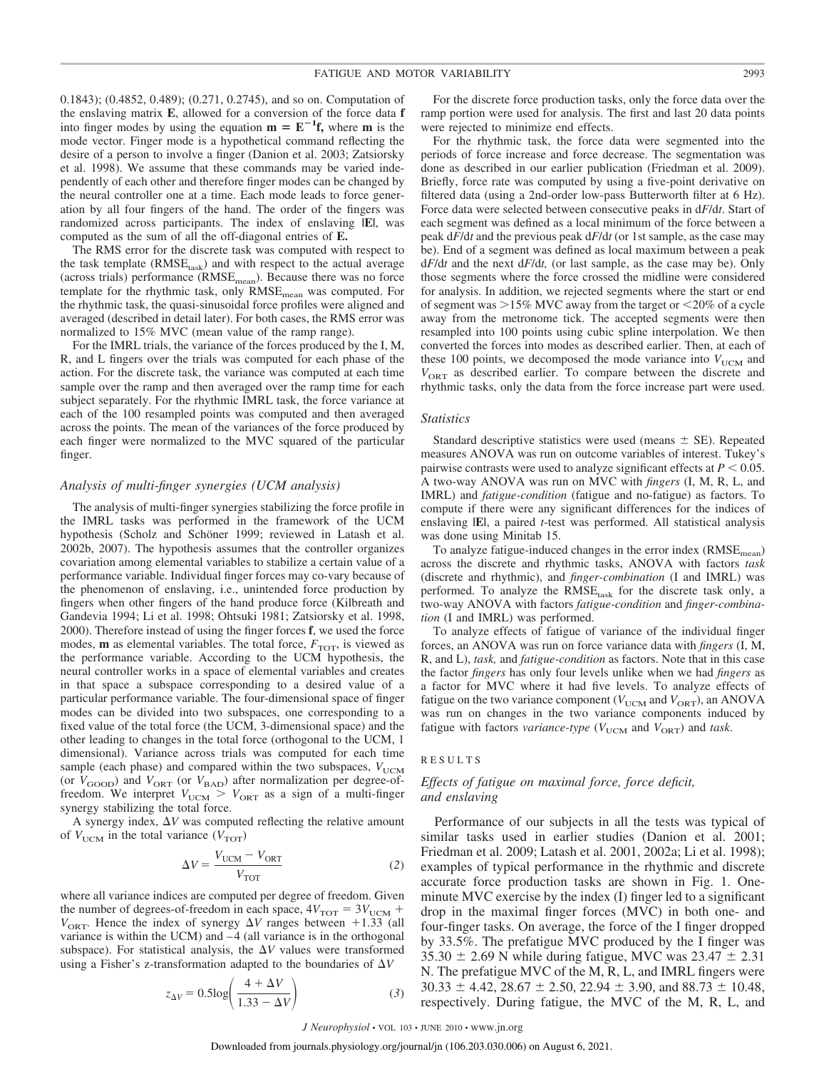0.1843); (0.4852, 0.489); (0.271, 0.2745), and so on. Computation of the enslaving matrix **E**, allowed for a conversion of the force data **f** into finger modes by using the equation $\mathbf{m} = \mathbf{E}^{-1}\mathbf{f}$, where **m** is the mode vector. Finger mode is a hypothetical command reflecting the desire of a person to involve a finger (Danion et al. 2003; Zatsiorsky et al. 1998). We assume that these commands may be varied independently of each other and therefore finger modes can be changed by the neural controller one at a time. Each mode leads to force generation by all four fingers of the hand. The order of the fingers was randomized across participants. The index of enslaving |**E**|, was computed as the sum of all the off-diagonal entries of **E.**

The RMS error for the discrete task was computed with respect to the task template ($\text{RMSE}_{\text{task}}$) and with respect to the actual average (across trials) performance ($\text{RMSE}_{\text{mean}}$). Because there was no force template for the rhythmic task, only $\text{RMSE}_{\text{mean}}$ was computed. For the rhythmic task, the quasi-sinusoidal force profiles were aligned and averaged (described in detail later). For both cases, the RMS error was normalized to 15% MVC (mean value of the ramp range).

For the IMRL trials, the variance of the forces produced by the I, M, R, and L fingers over the trials was computed for each phase of the action. For the discrete task, the variance was computed at each time sample over the ramp and then averaged over the ramp time for each subject separately. For the rhythmic IMRL task, the force variance at each of the 100 resampled points was computed and then averaged across the points. The mean of the variances of the force produced by each finger were normalized to the MVC squared of the particular finger.

### *Analysis of multi-finger synergies (UCM analysis)*

The analysis of multi-finger synergies stabilizing the force profile in the IMRL tasks was performed in the framework of the UCM hypothesis (Scholz and Schöner 1999; reviewed in Latash et al. 2002b, 2007). The hypothesis assumes that the controller organizes covariation among elemental variables to stabilize a certain value of a performance variable. Individual finger forces may co-vary because of the phenomenon of enslaving, i.e., unintended force production by fingers when other fingers of the hand produce force (Kilbreath and Gandevia 1994; Li et al. 1998; Ohtsuki 1981; Zatsiorsky et al. 1998, 2000). Therefore instead of using the finger forces **f**, we used the force modes, **m** as elemental variables. The total force, $F_{\text{TOT}}$, is viewed as the performance variable. According to the UCM hypothesis, the neural controller works in a space of elemental variables and creates in that space a subspace corresponding to a desired value of a particular performance variable. The four-dimensional space of finger modes can be divided into two subspaces, one corresponding to a fixed value of the total force (the UCM, 3-dimensional space) and the other leading to changes in the total force (orthogonal to the UCM, 1 dimensional). Variance across trials was computed for each time sample (each phase) and compared within the two subspaces, $V_{\text{UCM}}$ (or $V_{\text{GOOD}}$) and $V_{\text{ORT}}$ (or $V_{\text{BAD}}$) after normalization per degree-of-freedom. We interpret $V_{\text{UCM}} > V_{\text{ORT}}$ as a sign of a multi-finger synergy stabilizing the total force.

A synergy index, $\Delta V$ was computed reflecting the relative amount of $V_{\text{UCM}}$ in the total variance ($V_{\text{TOT}}$)

$$\Delta V = \frac{V_{\text{UCM}} - V_{\text{ORT}}}{V_{\text{TOT}}} \tag{2}$$

where all variance indices are computed per degree of freedom. Given the number of degrees-of-freedom in each space, $4V_{\text{TOT}} = 3V_{\text{UCM}} + V_{\text{ORT}}$. Hence the index of synergy $\Delta V$ ranges between +1.33 (all variance is within the UCM) and –4 (all variance is in the orthogonal subspace). For statistical analysis, the $\Delta V$ values were transformed using a Fisher's z-transformation adapted to the boundaries of $\Delta V$

$$z_{\Delta V} = 0.5\log\left(\frac{4 + \Delta V}{1.33 - \Delta V}\right) \tag{3}$$

For the discrete force production tasks, only the force data over the ramp portion were used for analysis. The first and last 20 data points were rejected to minimize end effects.

For the rhythmic task, the force data were segmented into the periods of force increase and force decrease. The segmentation was done as described in our earlier publication (Friedman et al. 2009). Briefly, force rate was computed by using a five-point derivative on filtered data (using a 2nd-order low-pass Butterworth filter at 6 Hz). Force data were selected between consecutive peaks in d*F*/d*t*. Start of each segment was defined as a local minimum of the force between a peak d*F*/d*t* and the previous peak d*F*/d*t* (or 1st sample, as the case may be). End of a segment was defined as local maximum between a peak d*F*/d*t* and the next d*F*/d*t,* (or last sample, as the case may be). Only those segments where the force crossed the midline were considered for analysis. In addition, we rejected segments where the start or end of segment was >15% MVC away from the target or <20% of a cycle away from the metronome tick. The accepted segments were then resampled into 100 points using cubic spline interpolation. We then converted the forces into modes as described earlier. Then, at each of these 100 points, we decomposed the mode variance into $V_{\text{UCM}}$ and $V_{\text{ORT}}$ as described earlier. To compare between the discrete and rhythmic tasks, only the data from the force increase part were used.

### *Statistics*

Standard descriptive statistics were used (means ± SE). Repeated measures ANOVA was run on outcome variables of interest. Tukey's pairwise contrasts were used to analyze significant effects at $P < 0.05$. A two-way ANOVA was run on MVC with *fingers* (I, M, R, L, and IMRL) and *fatigue-condition* (fatigue and no-fatigue) as factors. To compute if there were any significant differences for the indices of enslaving |**E**|, a paired *t*-test was performed. All statistical analysis was done using Minitab 15.

To analyze fatigue-induced changes in the error index ($\text{RMSE}_{\text{mean}}$) across the discrete and rhythmic tasks, ANOVA with factors *task* (discrete and rhythmic), and *finger-combination* (I and IMRL) was performed. To analyze the $\text{RMSE}_{\text{task}}$ for the discrete task only, a two-way ANOVA with factors *fatigue-condition* and *finger-combination* (I and IMRL) was performed.

To analyze effects of fatigue of variance of the individual finger forces, an ANOVA was run on force variance data with *fingers* (I, M, R, and L), *task,* and *fatigue-condition* as factors. Note that in this case the factor *fingers* has only four levels unlike when we had *fingers* as a factor for MVC where it had five levels. To analyze effects of fatigue on the two variance component ($V_{\text{UCM}}$ and $V_{\text{ORT}}$), an ANOVA was run on changes in the two variance components induced by fatigue with factors *variance-type* ($V_{\text{UCM}}$ and $V_{\text{ORT}}$) and *task*.

## RESULTS

### *Effects of fatigue on maximal force, force deficit, and enslaving*

Performance of our subjects in all the tests was typical of similar tasks used in earlier studies (Danion et al. 2001; Friedman et al. 2009; Latash et al. 2001, 2002a; Li et al. 1998); examples of typical performance in the rhythmic and discrete accurate force production tasks are shown in Fig. 1. One-minute MVC exercise by the index (I) finger led to a significant drop in the maximal finger forces (MVC) in both one- and four-finger tasks. On average, the force of the I finger dropped by 33.5%. The prefatigue MVC produced by the I finger was 35.30 ± 2.69 N while during fatigue, MVC was 23.47 ± 2.31 N. The prefatigue MVC of the M, R, L, and IMRL fingers were 30.33 ± 4.42, 28.67 ± 2.50, 22.94 ± 3.90, and 88.73 ± 10.48, respectively. During fatigue, the MVC of the M, R, L, and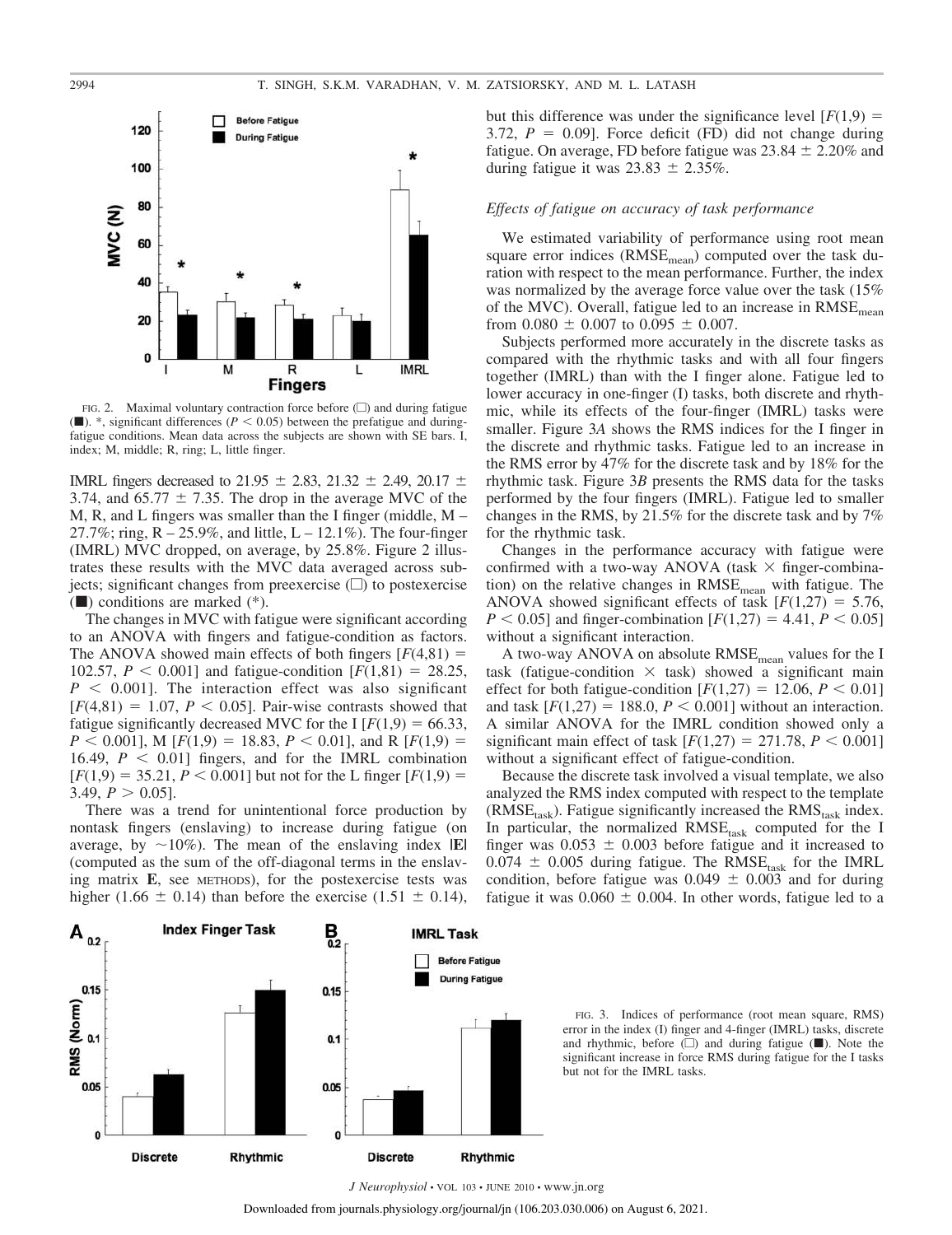Before Fatigue

During Fatigue

MVC (N)

120

100

80

60

40

20

0

I M R L IMRL

Fingers

FIG. 2. Maximal voluntary contraction force before (□) and during fatigue (■). *, significant differences ($P < 0.05$) between the prefatigue and during-fatigue conditions. Mean data across the subjects are shown with SE bars. I, index; M, middle; R, ring; L, little finger.

IMRL fingers decreased to 21.95 ± 2.83, 21.32 ± 2.49, 20.17 ± 3.74, and 65.77 ± 7.35. The drop in the average MVC of the M, R, and L fingers was smaller than the I finger (middle, M – 27.7%; ring, R – 25.9%, and little, L – 12.1%). The four-finger (IMRL) MVC dropped, on average, by 25.8%. Figure 2 illustrates these results with the MVC data averaged across subjects; significant changes from preexercise (□) to postexercise (■) conditions are marked (*).

The changes in MVC with fatigue were significant according to an ANOVA with fingers and fatigue-condition as factors. The ANOVA showed main effects of both fingers [$F(4,81) = 102.57$, $P < 0.001$] and fatigue-condition [$F(1,81) = 28.25$, $P < 0.001$]. The interaction effect was also significant [$F(4,81) = 1.07$, $P < 0.05$]. Pair-wise contrasts showed that fatigue significantly decreased MVC for the I [$F(1,9) = 66.33$, $P < 0.001$], M [$F(1,9) = 18.83$, $P < 0.01$], and R [$F(1,9) = 16.49$, $P < 0.01$] fingers, and for the IMRL combination [$F(1,9) = 35.21$, $P < 0.001$] but not for the L finger [$F(1,9) = 3.49$, $P > 0.05$].

There was a trend for unintentional force production by nontask fingers (enslaving) to increase during fatigue (on average, by ~10%). The mean of the enslaving index $|\mathbf{E}|$ (computed as the sum of the off-diagonal terms in the enslaving matrix $\mathbf{E}$, see METHODS), for the postexercise tests was higher (1.66 ± 0.14) than before the exercise (1.51 ± 0.14), but this difference was under the significance level [$F(1,9) = 3.72$, $P = 0.09$]. Force deficit (FD) did not change during fatigue. On average, FD before fatigue was 23.84 ± 2.20% and during fatigue it was 23.83 ± 2.35%.

### *Effects of fatigue on accuracy of task performance*

We estimated variability of performance using root mean square error indices ($RMSE_{mean}$) computed over the task duration with respect to the mean performance. Further, the index was normalized by the average force value over the task (15% of the MVC). Overall, fatigue led to an increase in $RMSE_{mean}$ from 0.080 ± 0.007 to 0.095 ± 0.007.

Subjects performed more accurately in the discrete tasks as compared with the rhythmic tasks and with all four fingers together (IMRL) than with the I finger alone. Fatigue led to lower accuracy in one-finger (I) tasks, both discrete and rhythmic, while its effects of the four-finger (IMRL) tasks were smaller. Figure 3*A* shows the RMS indices for the I finger in the discrete and rhythmic tasks. Fatigue led to an increase in the RMS error by 47% for the discrete task and by 18% for the rhythmic task. Figure 3*B* presents the RMS data for the tasks performed by the four fingers (IMRL). Fatigue led to smaller changes in the RMS, by 21.5% for the discrete task and by 7% for the rhythmic task.

Changes in the performance accuracy with fatigue were confirmed with a two-way ANOVA (task × finger-combination) on the relative changes in $RMSE_{mean}$ with fatigue. The ANOVA showed significant effects of task [$F(1,27) = 5.76$, $P < 0.05$] and finger-combination [$F(1,27) = 4.41$, $P < 0.05$] without a significant interaction.

A two-way ANOVA on absolute $RMSE_{mean}$ values for the I task (fatigue-condition × task) showed a significant main effect for both fatigue-condition [$F(1,27) = 12.06$, $P < 0.01$] and task [$F(1,27) = 188.0$, $P < 0.001$] without an interaction. A similar ANOVA for the IMRL condition showed only a significant main effect of task [$F(1,27) = 271.78$, $P < 0.001$] without a significant effect of fatigue-condition.

Because the discrete task involved a visual template, we also analyzed the RMS index computed with respect to the template ($RMSE_{task}$). Fatigue significantly increased the $RMS_{task}$ index. In particular, the normalized $RMSE_{task}$ computed for the I finger was 0.053 ± 0.003 before fatigue and it increased to 0.074 ± 0.005 during fatigue. The $RMSE_{task}$ for the IMRL condition, before fatigue was 0.049 ± 0.003 and for during fatigue it was 0.060 ± 0.004. In other words, fatigue led to a

A Index Finger Task

B IMRL Task

Before Fatigue

During Fatigue

RMS (Norm)

0.2

0.15

0.1

0.05

0

Discrete Rhythmic

Discrete Rhythmic

FIG. 3. Indices of performance (root mean square, RMS) error in the index (I) finger and 4-finger (IMRL) tasks, discrete and rhythmic, before (□) and during fatigue (■). Note the significant increase in force RMS during fatigue for the I tasks but not for the IMRL tasks.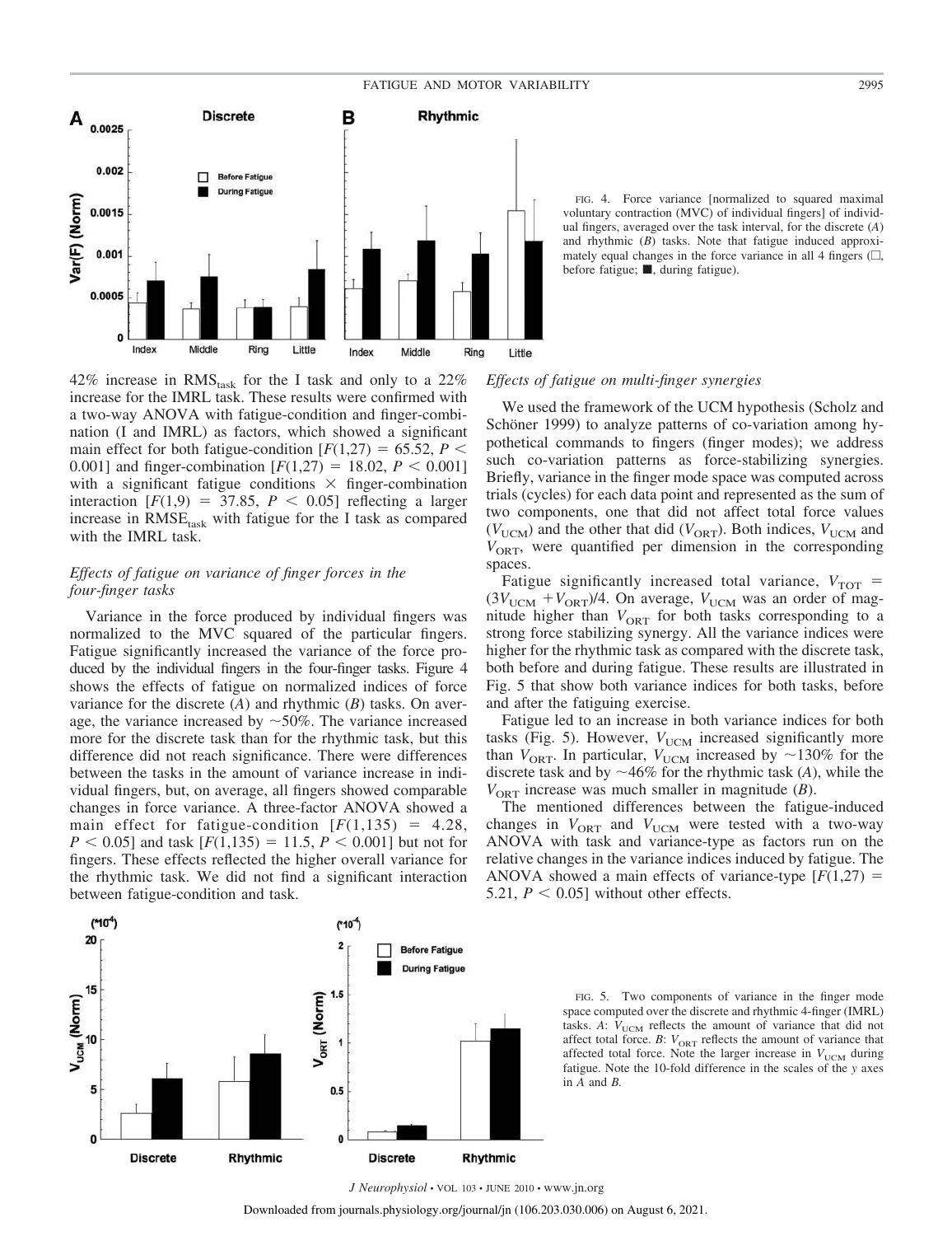FIG. 4. Force variance [normalized to squared maximal voluntary contraction (MVC) of individual fingers] of individual fingers, averaged over the task interval, for the discrete (*A*) and rhythmic (*B*) tasks. Note that fatigue induced approximately equal changes in the force variance in all 4 fingers (□, before fatigue; ■, during fatigue).

42% increase in $RMS_{task}$ for the I task and only to a 22% increase for the IMRL task. These results were confirmed with a two-way ANOVA with fatigue-condition and finger-combination (I and IMRL) as factors, which showed a significant main effect for both fatigue-condition [$F(1,27) = 65.52$, $P < 0.001$] and finger-combination [$F(1,27) = 18.02$, $P < 0.001$] with a significant fatigue conditions × finger-combination interaction [$F(1,9) = 37.85$, $P < 0.05$] reflecting a larger increase in $RMSE_{task}$ with fatigue for the I task as compared with the IMRL task.

### *Effects of fatigue on variance of finger forces in the four-finger tasks*

Variance in the force produced by individual fingers was normalized to the MVC squared of the particular fingers. Fatigue significantly increased the variance of the force produced by the individual fingers in the four-finger tasks. Figure 4 shows the effects of fatigue on normalized indices of force variance for the discrete (*A*) and rhythmic (*B*) tasks. On average, the variance increased by ~50%. The variance increased more for the discrete task than for the rhythmic task, but this difference did not reach significance. There were differences between the tasks in the amount of variance increase in individual fingers, but, on average, all fingers showed comparable changes in force variance. A three-factor ANOVA showed a main effect for fatigue-condition [$F(1,135) = 4.28$, $P < 0.05$] and task [$F(1,135) = 11.5$, $P < 0.001$] but not for fingers. These effects reflected the higher overall variance for the rhythmic task. We did not find a significant interaction between fatigue-condition and task.

### *Effects of fatigue on multi-finger synergies*

We used the framework of the UCM hypothesis (Scholz and Schöner 1999) to analyze patterns of co-variation among hypothetical commands to fingers (finger modes); we address such co-variation patterns as force-stabilizing synergies. Briefly, variance in the finger mode space was computed across trials (cycles) for each data point and represented as the sum of two components, one that did not affect total force values ($V_{UCM}$) and the other that did ($V_{ORT}$). Both indices, $V_{UCM}$ and $V_{ORT}$, were quantified per dimension in the corresponding spaces.

Fatigue significantly increased total variance, $V_{TOT} = (3V_{UCM} + V_{ORT})/4$. On average, $V_{UCM}$ was an order of magnitude higher than $V_{ORT}$ for both tasks corresponding to a strong force stabilizing synergy. All the variance indices were higher for the rhythmic task as compared with the discrete task, both before and during fatigue. These results are illustrated in Fig. 5 that show both variance indices for both tasks, before and after the fatiguing exercise.

Fatigue led to an increase in both variance indices for both tasks (Fig. 5). However, $V_{UCM}$ increased significantly more than $V_{ORT}$. In particular, $V_{UCM}$ increased by ~130% for the discrete task and by ~46% for the rhythmic task (*A*), while the $V_{ORT}$ increase was much smaller in magnitude (*B*).

The mentioned differences between the fatigue-induced changes in $V_{ORT}$ and $V_{UCM}$ were tested with a two-way ANOVA with task and variance-type as factors run on the relative changes in the variance indices induced by fatigue. The ANOVA showed a main effects of variance-type [$F(1,27) = 5.21$, $P < 0.05$] without other effects.

FIG. 5. Two components of variance in the finger mode space computed over the discrete and rhythmic 4-finger (IMRL) tasks. *A*: $V_{UCM}$ reflects the amount of variance that did not affect total force. *B*: $V_{ORT}$ reflects the amount of variance that affected total force. Note the larger increase in $V_{UCM}$ during fatigue. Note the 10-fold difference in the scales of the *y* axes in *A* and *B*.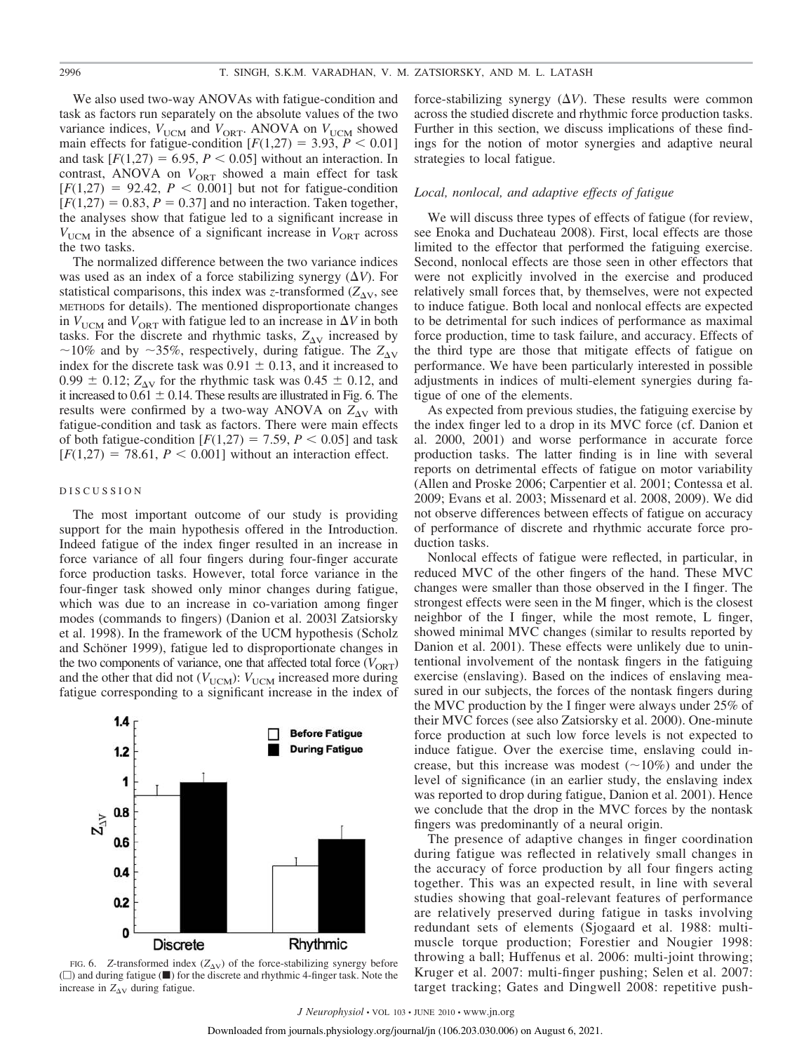We also used two-way ANOVAs with fatigue-condition and task as factors run separately on the absolute values of the two variance indices, $V_{UCM}$ and $V_{ORT}$. ANOVA on $V_{UCM}$ showed main effects for fatigue-condition [$F(1,27) = 3.93$, $P < 0.01$] and task [$F(1,27) = 6.95$, $P < 0.05$] without an interaction. In contrast, ANOVA on $V_{ORT}$ showed a main effect for task [$F(1,27) = 92.42$, $P < 0.001$] but not for fatigue-condition [$F(1,27) = 0.83$, $P = 0.37$] and no interaction. Taken together, the analyses show that fatigue led to a significant increase in $V_{UCM}$ in the absence of a significant increase in $V_{ORT}$ across the two tasks.

The normalized difference between the two variance indices was used as an index of a force stabilizing synergy ($\Delta V$). For statistical comparisons, this index was *z*-transformed ($Z_{\Delta V}$, see METHODS for details). The mentioned disproportionate changes in $V_{UCM}$ and $V_{ORT}$ with fatigue led to an increase in $\Delta V$ in both tasks. For the discrete and rhythmic tasks, $Z_{\Delta V}$ increased by ~10% and by ~35%, respectively, during fatigue. The $Z_{\Delta V}$ index for the discrete task was $0.91 \pm 0.13$, and it increased to $0.99 \pm 0.12$; $Z_{\Delta V}$ for the rhythmic task was $0.45 \pm 0.12$, and it increased to $0.61 \pm 0.14$. These results are illustrated in Fig. 6. The results were confirmed by a two-way ANOVA on $Z_{\Delta V}$ with fatigue-condition and task as factors. There were main effects of both fatigue-condition [$F(1,27) = 7.59$, $P < 0.05$] and task [$F(1,27) = 78.61$, $P < 0.001$] without an interaction effect.

## DISCUSSION

The most important outcome of our study is providing support for the main hypothesis offered in the Introduction. Indeed fatigue of the index finger resulted in an increase in force variance of all four fingers during four-finger accurate force production tasks. However, total force variance in the four-finger task showed only minor changes during fatigue, which was due to an increase in co-variation among finger modes (commands to fingers) (Danion et al. 2003l Zatsiorsky et al. 1998). In the framework of the UCM hypothesis (Scholz and Schöner 1999), fatigue led to disproportionate changes in the two components of variance, one that affected total force ($V_{ORT}$) and the other that did not ($V_{UCM}$): $V_{UCM}$ increased more during fatigue corresponding to a significant increase in the index of force-stabilizing synergy ($\Delta V$). These results were common across the studied discrete and rhythmic force production tasks. Further in this section, we discuss implications of these findings for the notion of motor synergies and adaptive neural strategies to local fatigue.

1.4
1.2
1
0.8
0.6
0.4
0.2
0
$Z_{\Delta V}$
Before Fatigue
During Fatigue
Discrete
Rhythmic

FIG. 6. *Z*-transformed index ($Z_{\Delta V}$) of the force-stabilizing synergy before (□) and during fatigue (■) for the discrete and rhythmic 4-finger task. Note the increase in $Z_{\Delta V}$ during fatigue.

### *Local, nonlocal, and adaptive effects of fatigue*

We will discuss three types of effects of fatigue (for review, see Enoka and Duchateau 2008). First, local effects are those limited to the effector that performed the fatiguing exercise. Second, nonlocal effects are those seen in other effectors that were not explicitly involved in the exercise and produced relatively small forces that, by themselves, were not expected to induce fatigue. Both local and nonlocal effects are expected to be detrimental for such indices of performance as maximal force production, time to task failure, and accuracy. Effects of the third type are those that mitigate effects of fatigue on performance. We have been particularly interested in possible adjustments in indices of multi-element synergies during fatigue of one of the elements.

As expected from previous studies, the fatiguing exercise by the index finger led to a drop in its MVC force (cf. Danion et al. 2000, 2001) and worse performance in accurate force production tasks. The latter finding is in line with several reports on detrimental effects of fatigue on motor variability (Allen and Proske 2006; Carpentier et al. 2001; Contessa et al. 2009; Evans et al. 2003; Missenard et al. 2008, 2009). We did not observe differences between effects of fatigue on accuracy of performance of discrete and rhythmic accurate force production tasks.

Nonlocal effects of fatigue were reflected, in particular, in reduced MVC of the other fingers of the hand. These MVC changes were smaller than those observed in the I finger. The strongest effects were seen in the M finger, which is the closest neighbor of the I finger, while the most remote, L finger, showed minimal MVC changes (similar to results reported by Danion et al. 2001). These effects were unlikely due to unintentional involvement of the nontask fingers in the fatiguing exercise (enslaving). Based on the indices of enslaving measured in our subjects, the forces of the nontask fingers during the MVC production by the I finger were always under 25% of their MVC forces (see also Zatsiorsky et al. 2000). One-minute force production at such low force levels is not expected to induce fatigue. Over the exercise time, enslaving could increase, but this increase was modest (~10%) and under the level of significance (in an earlier study, the enslaving index was reported to drop during fatigue, Danion et al. 2001). Hence we conclude that the drop in the MVC forces by the nontask fingers was predominantly of a neural origin.

The presence of adaptive changes in finger coordination during fatigue was reflected in relatively small changes in the accuracy of force production by all four fingers acting together. This was an expected result, in line with several studies showing that goal-relevant features of performance are relatively preserved during fatigue in tasks involving redundant sets of elements (Sjogaard et al. 1988: multi-muscle torque production; Forestier and Nougier 1998: throwing a ball; Huffenus et al. 2006: multi-joint throwing; Kruger et al. 2007: multi-finger pushing; Selen et al. 2007: target tracking; Gates and Dingwell 2008: repetitive push-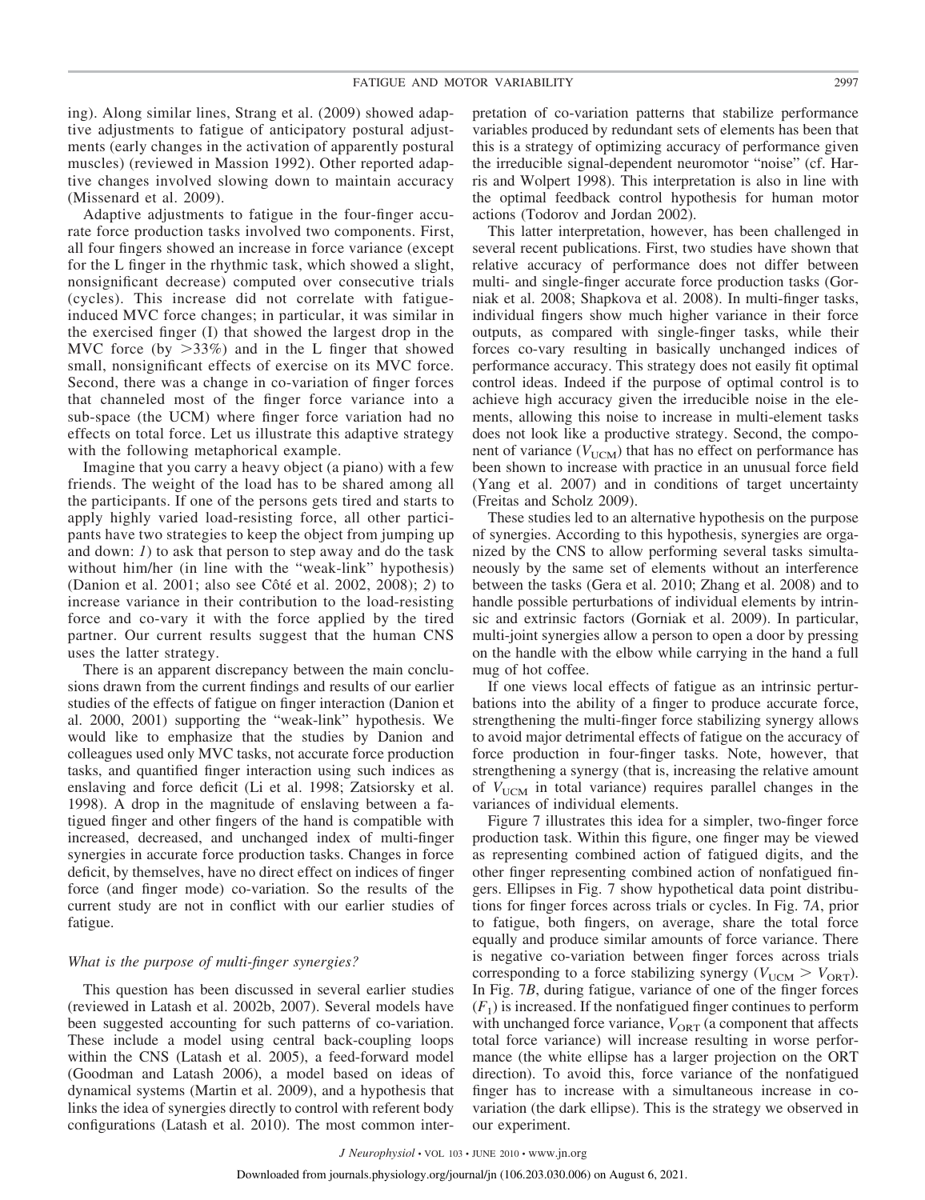ing). Along similar lines, Strang et al. (2009) showed adaptive adjustments to fatigue of anticipatory postural adjustments (early changes in the activation of apparently postural muscles) (reviewed in Massion 1992). Other reported adaptive changes involved slowing down to maintain accuracy (Missenard et al. 2009).

Adaptive adjustments to fatigue in the four-finger accurate force production tasks involved two components. First, all four fingers showed an increase in force variance (except for the L finger in the rhythmic task, which showed a slight, nonsignificant decrease) computed over consecutive trials (cycles). This increase did not correlate with fatigue-induced MVC force changes; in particular, it was similar in the exercised finger (I) that showed the largest drop in the MVC force (by >33%) and in the L finger that showed small, nonsignificant effects of exercise on its MVC force. Second, there was a change in co-variation of finger forces that channeled most of the finger force variance into a sub-space (the UCM) where finger force variation had no effects on total force. Let us illustrate this adaptive strategy with the following metaphorical example.

Imagine that you carry a heavy object (a piano) with a few friends. The weight of the load has to be shared among all the participants. If one of the persons gets tired and starts to apply highly varied load-resisting force, all other participants have two strategies to keep the object from jumping up and down: *1*) to ask that person to step away and do the task without him/her (in line with the "weak-link" hypothesis) (Danion et al. 2001; also see Côté et al. 2002, 2008); *2*) to increase variance in their contribution to the load-resisting force and co-vary it with the force applied by the tired partner. Our current results suggest that the human CNS uses the latter strategy.

There is an apparent discrepancy between the main conclusions drawn from the current findings and results of our earlier studies of the effects of fatigue on finger interaction (Danion et al. 2000, 2001) supporting the "weak-link" hypothesis. We would like to emphasize that the studies by Danion and colleagues used only MVC tasks, not accurate force production tasks, and quantified finger interaction using such indices as enslaving and force deficit (Li et al. 1998; Zatsiorsky et al. 1998). A drop in the magnitude of enslaving between a fatigued finger and other fingers of the hand is compatible with increased, decreased, and unchanged index of multi-finger synergies in accurate force production tasks. Changes in force deficit, by themselves, have no direct effect on indices of finger force (and finger mode) co-variation. So the results of the current study are not in conflict with our earlier studies of fatigue.

### *What is the purpose of multi-finger synergies?*

This question has been discussed in several earlier studies (reviewed in Latash et al. 2002b, 2007). Several models have been suggested accounting for such patterns of co-variation. These include a model using central back-coupling loops within the CNS (Latash et al. 2005), a feed-forward model (Goodman and Latash 2006), a model based on ideas of dynamical systems (Martin et al. 2009), and a hypothesis that links the idea of synergies directly to control with referent body configurations (Latash et al. 2010). The most common interpretation of co-variation patterns that stabilize performance variables produced by redundant sets of elements has been that this is a strategy of optimizing accuracy of performance given the irreducible signal-dependent neuromotor "noise" (cf. Harris and Wolpert 1998). This interpretation is also in line with the optimal feedback control hypothesis for human motor actions (Todorov and Jordan 2002).

This latter interpretation, however, has been challenged in several recent publications. First, two studies have shown that relative accuracy of performance does not differ between multi- and single-finger accurate force production tasks (Gorniak et al. 2008; Shapkova et al. 2008). In multi-finger tasks, individual fingers show much higher variance in their force outputs, as compared with single-finger tasks, while their forces co-vary resulting in basically unchanged indices of performance accuracy. This strategy does not easily fit optimal control ideas. Indeed if the purpose of optimal control is to achieve high accuracy given the irreducible noise in the elements, allowing this noise to increase in multi-element tasks does not look like a productive strategy. Second, the component of variance ($V_{UCM}$) that has no effect on performance has been shown to increase with practice in an unusual force field (Yang et al. 2007) and in conditions of target uncertainty (Freitas and Scholz 2009).

These studies led to an alternative hypothesis on the purpose of synergies. According to this hypothesis, synergies are organized by the CNS to allow performing several tasks simultaneously by the same set of elements without an interference between the tasks (Gera et al. 2010; Zhang et al. 2008) and to handle possible perturbations of individual elements by intrinsic and extrinsic factors (Gorniak et al. 2009). In particular, multi-joint synergies allow a person to open a door by pressing on the handle with the elbow while carrying in the hand a full mug of hot coffee.

If one views local effects of fatigue as an intrinsic perturbations into the ability of a finger to produce accurate force, strengthening the multi-finger force stabilizing synergy allows to avoid major detrimental effects of fatigue on the accuracy of force production in four-finger tasks. Note, however, that strengthening a synergy (that is, increasing the relative amount of $V_{UCM}$ in total variance) requires parallel changes in the variances of individual elements.

Figure 7 illustrates this idea for a simpler, two-finger force production task. Within this figure, one finger may be viewed as representing combined action of fatigued digits, and the other finger representing combined action of nonfatigued fingers. Ellipses in Fig. 7 show hypothetical data point distributions for finger forces across trials or cycles. In Fig. 7*A*, prior to fatigue, both fingers, on average, share the total force equally and produce similar amounts of force variance. There is negative co-variation between finger forces across trials corresponding to a force stabilizing synergy ($V_{UCM} > V_{ORT}$). In Fig. 7*B*, during fatigue, variance of one of the finger forces ($F_1$) is increased. If the nonfatigued finger continues to perform with unchanged force variance, $V_{ORT}$ (a component that affects total force variance) will increase resulting in worse performance (the white ellipse has a larger projection on the ORT direction). To avoid this, force variance of the nonfatigued finger has to increase with a simultaneous increase in co-variation (the dark ellipse). This is the strategy we observed in our experiment.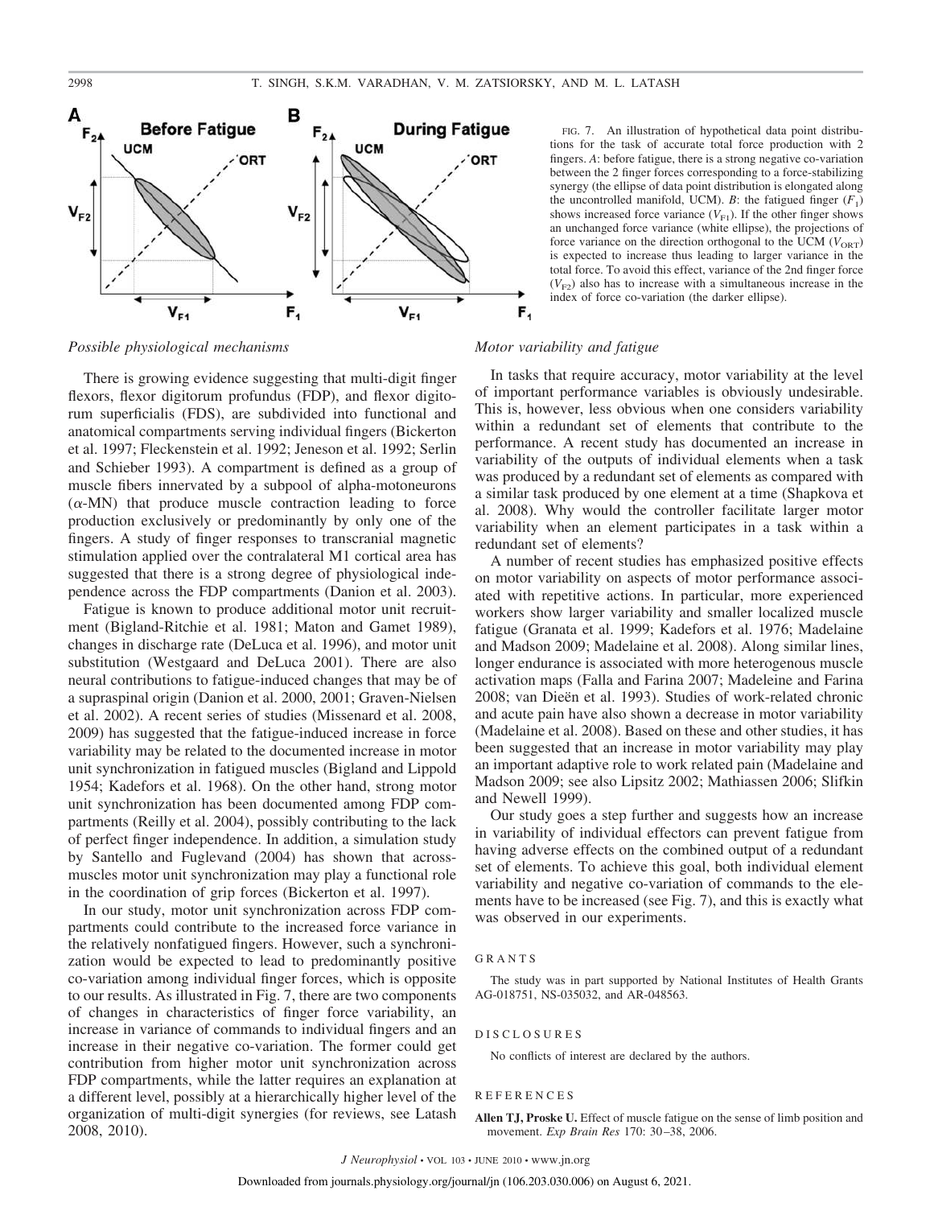A

Before Fatigue

$F_2$

UCM

ORT

$V_{F2}$

$V_{F1}$

$F_1$

B

During Fatigue

$F_2$

UCM

ORT

$V_{F2}$

$V_{F1}$

$F_1$

FIG. 7. An illustration of hypothetical data point distributions for the task of accurate total force production with 2 fingers. *A*: before fatigue, there is a strong negative co-variation between the 2 finger forces corresponding to a force-stabilizing synergy (the ellipse of data point distribution is elongated along the uncontrolled manifold, UCM). *B*: the fatigued finger ($F_1$) shows increased force variance ($V_{F1}$). If the other finger shows an unchanged force variance (white ellipse), the projections of force variance on the direction orthogonal to the UCM ($V_{ORT}$) is expected to increase thus leading to larger variance in the total force. To avoid this effect, variance of the 2nd finger force ($V_{F2}$) also has to increase with a simultaneous increase in the index of force co-variation (the darker ellipse).

*Possible physiological mechanisms*

There is growing evidence suggesting that multi-digit finger flexors, flexor digitorum profundus (FDP), and flexor digitorum superficialis (FDS), are subdivided into functional and anatomical compartments serving individual fingers (Bickerton et al. 1997; Fleckenstein et al. 1992; Jeneson et al. 1992; Serlin and Schieber 1993). A compartment is defined as a group of muscle fibers innervated by a subpool of alpha-motoneurons ($\alpha$-MN) that produce muscle contraction leading to force production exclusively or predominantly by only one of the fingers. A study of finger responses to transcranial magnetic stimulation applied over the contralateral M1 cortical area has suggested that there is a strong degree of physiological independence across the FDP compartments (Danion et al. 2003).

Fatigue is known to produce additional motor unit recruitment (Bigland-Ritchie et al. 1981; Maton and Gamet 1989), changes in discharge rate (DeLuca et al. 1996), and motor unit substitution (Westgaard and DeLuca 2001). There are also neural contributions to fatigue-induced changes that may be of a supraspinal origin (Danion et al. 2000, 2001; Graven-Nielsen et al. 2002). A recent series of studies (Missenard et al. 2008, 2009) has suggested that the fatigue-induced increase in force variability may be related to the documented increase in motor unit synchronization in fatigued muscles (Bigland and Lippold 1954; Kadefors et al. 1968). On the other hand, strong motor unit synchronization has been documented among FDP compartments (Reilly et al. 2004), possibly contributing to the lack of perfect finger independence. In addition, a simulation study by Santello and Fuglevand (2004) has shown that across-muscles motor unit synchronization may play a functional role in the coordination of grip forces (Bickerton et al. 1997).

In our study, motor unit synchronization across FDP compartments could contribute to the increased force variance in the relatively nonfatigued fingers. However, such a synchronization would be expected to lead to predominantly positive co-variation among individual finger forces, which is opposite to our results. As illustrated in Fig. 7, there are two components of changes in characteristics of finger force variability, an increase in variance of commands to individual fingers and an increase in their negative co-variation. The former could get contribution from higher motor unit synchronization across FDP compartments, while the latter requires an explanation at a different level, possibly at a hierarchically higher level of the organization of multi-digit synergies (for reviews, see Latash 2008, 2010).

*Motor variability and fatigue*

In tasks that require accuracy, motor variability at the level of important performance variables is obviously undesirable. This is, however, less obvious when one considers variability within a redundant set of elements that contribute to the performance. A recent study has documented an increase in variability of the outputs of individual elements when a task was produced by a redundant set of elements as compared with a similar task produced by one element at a time (Shapkova et al. 2008). Why would the controller facilitate larger motor variability when an element participates in a task within a redundant set of elements?

A number of recent studies has emphasized positive effects on motor variability on aspects of motor performance associated with repetitive actions. In particular, more experienced workers show larger variability and smaller localized muscle fatigue (Granata et al. 1999; Kadefors et al. 1976; Madelaine and Madson 2009; Madelaine et al. 2008). Along similar lines, longer endurance is associated with more heterogenous muscle activation maps (Falla and Farina 2007; Madeleine and Farina 2008; van Dieën et al. 1993). Studies of work-related chronic and acute pain have also shown a decrease in motor variability (Madelaine et al. 2008). Based on these and other studies, it has been suggested that an increase in motor variability may play an important adaptive role to work related pain (Madelaine and Madson 2009; see also Lipsitz 2002; Mathiassen 2006; Slifkin and Newell 1999).

Our study goes a step further and suggests how an increase in variability of individual effectors can prevent fatigue from having adverse effects on the combined output of a redundant set of elements. To achieve this goal, both individual element variability and negative co-variation of commands to the elements have to be increased (see Fig. 7), and this is exactly what was observed in our experiments.

## GRANTS

The study was in part supported by National Institutes of Health Grants AG-018751, NS-035032, and AR-048563.

## DISCLOSURES

No conflicts of interest are declared by the authors.

## REFERENCES

**Allen TJ, Proske U.** Effect of muscle fatigue on the sense of limb position and movement. *Exp Brain Res* 170: 30–38, 2006.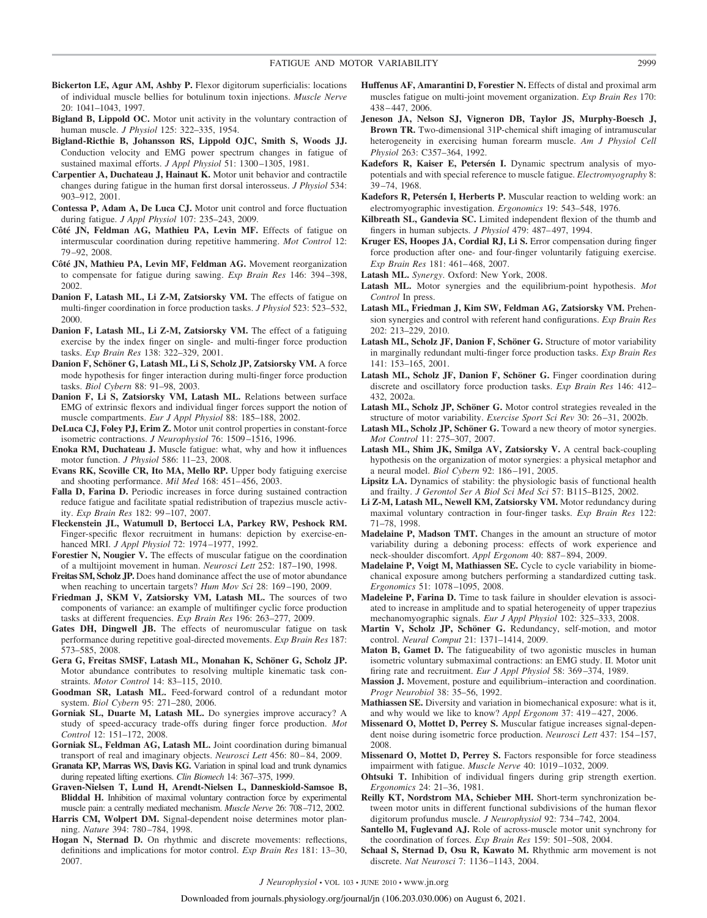**Bickerton LE, Agur AM, Ashby P.** Flexor digitorum superficialis: locations of individual muscle bellies for botulinum toxin injections. *Muscle Nerve* 20: 1041–1043, 1997.

**Bigland B, Lippold OC.** Motor unit activity in the voluntary contraction of human muscle. *J Physiol* 125: 322–335, 1954.

**Bigland-Ricthie B, Johansson RS, Lippold OJC, Smith S, Woods JJ.** Conduction velocity and EMG power spectrum changes in fatigue of sustained maximal efforts. *J Appl Physiol* 51: 1300–1305, 1981.

**Carpentier A, Duchateau J, Hainaut K.** Motor unit behavior and contractile changes during fatigue in the human first dorsal interosseus. *J Physiol* 534: 903–912, 2001.

**Contessa P, Adam A, De Luca CJ.** Motor unit control and force fluctuation during fatigue. *J Appl Physiol* 107: 235–243, 2009.

**Côté JN, Feldman AG, Mathieu PA, Levin MF.** Effects of fatigue on intermuscular coordination during repetitive hammering. *Mot Control* 12: 79–92, 2008.

**Côté JN, Mathieu PA, Levin MF, Feldman AG.** Movement reorganization to compensate for fatigue during sawing. *Exp Brain Res* 146: 394–398, 2002.

**Danion F, Latash ML, Li Z-M, Zatsiorsky VM.** The effects of fatigue on multi-finger coordination in force production tasks. *J Physiol* 523: 523–532, 2000.

**Danion F, Latash ML, Li Z-M, Zatsiorsky VM.** The effect of a fatiguing exercise by the index finger on single- and multi-finger force production tasks. *Exp Brain Res* 138: 322–329, 2001.

**Danion F, Schöner G, Latash ML, Li S, Scholz JP, Zatsiorsky VM.** A force mode hypothesis for finger interaction during multi-finger force production tasks. *Biol Cybern* 88: 91–98, 2003.

**Danion F, Li S, Zatsiorsky VM, Latash ML.** Relations between surface EMG of extrinsic flexors and individual finger forces support the notion of muscle compartments. *Eur J Appl Physiol* 88: 185–188, 2002.

**DeLuca CJ, Foley PJ, Erim Z.** Motor unit control properties in constant-force isometric contractions. *J Neurophysiol* 76: 1509–1516, 1996.

**Enoka RM, Duchateau J.** Muscle fatigue: what, why and how it influences motor function. *J Physiol* 586: 11–23, 2008.

**Evans RK, Scoville CR, Ito MA, Mello RP.** Upper body fatiguing exercise and shooting performance. *Mil Med* 168: 451–456, 2003.

**Falla D, Farina D.** Periodic increases in force during sustained contraction reduce fatigue and facilitate spatial redistribution of trapezius muscle activity. *Exp Brain Res* 182: 99–107, 2007.

**Fleckenstein JL, Watumull D, Bertocci LA, Parkey RW, Peshock RM.** Finger-specific flexor recruitment in humans: depiction by exercise-enhanced MRI. *J Appl Physiol* 72: 1974–1977, 1992.

**Forestier N, Nougier V.** The effects of muscular fatigue on the coordination of a multijoint movement in human. *Neurosci Lett* 252: 187–190, 1998.

**Freitas SM, Scholz JP.** Does hand dominance affect the use of motor abundance when reaching to uncertain targets? *Hum Mov Sci* 28: 169–190, 2009.

**Friedman J, SKM V, Zatsiorsky VM, Latash ML.** The sources of two components of variance: an example of multifinger cyclic force production tasks at different frequencies. *Exp Brain Res* 196: 263–277, 2009.

**Gates DH, Dingwell JB.** The effects of neuromuscular fatigue on task performance during repetitive goal-directed movements. *Exp Brain Res* 187: 573–585, 2008.

**Gera G, Freitas SMSF, Latash ML, Monahan K, Schöner G, Scholz JP.** Motor abundance contributes to resolving multiple kinematic task constraints. *Motor Control* 14: 83–115, 2010.

**Goodman SR, Latash ML.** Feed-forward control of a redundant motor system. *Biol Cybern* 95: 271–280, 2006.

**Gorniak SL, Duarte M, Latash ML.** Do synergies improve accuracy? A study of speed-accuracy trade-offs during finger force production. *Mot Control* 12: 151–172, 2008.

**Gorniak SL, Feldman AG, Latash ML.** Joint coordination during bimanual transport of real and imaginary objects. *Neurosci Lett* 456: 80–84, 2009.

**Granata KP, Marras WS, Davis KG.** Variation in spinal load and trunk dynamics during repeated lifting exertions. *Clin Biomech* 14: 367–375, 1999.

**Graven-Nielsen T, Lund H, Arendt-Nielsen L, Danneskiold-Samsoe B, Bliddal H.** Inhibition of maximal voluntary contraction force by experimental muscle pain: a centrally mediated mechanism. *Muscle Nerve* 26: 708–712, 2002.

**Harris CM, Wolpert DM.** Signal-dependent noise determines motor planning. *Nature* 394: 780–784, 1998.

**Hogan N, Sternad D.** On rhythmic and discrete movements: reflections, definitions and implications for motor control. *Exp Brain Res* 181: 13–30, 2007.

**Huffenus AF, Amarantini D, Forestier N.** Effects of distal and proximal arm muscles fatigue on multi-joint movement organization. *Exp Brain Res* 170: 438–447, 2006.

**Jeneson JA, Nelson SJ, Vigneron DB, Taylor JS, Murphy-Boesch J, Brown TR.** Two-dimensional 31P-chemical shift imaging of intramuscular heterogeneity in exercising human forearm muscle. *Am J Physiol Cell Physiol* 263: C357–364, 1992.

**Kadefors R, Kaiser E, Petersén I.** Dynamic spectrum analysis of myopotentials and with special reference to muscle fatigue. *Electromyography* 8: 39–74, 1968.

**Kadefors R, Petersén I, Herberts P.** Muscular reaction to welding work: an electromyographic investigation. *Ergonomics* 19: 543–548, 1976.

**Kilbreath SL, Gandevia SC.** Limited independent flexion of the thumb and fingers in human subjects. *J Physiol* 479: 487–497, 1994.

**Kruger ES, Hoopes JA, Cordial RJ, Li S.** Error compensation during finger force production after one- and four-finger voluntarily fatiguing exercise. *Exp Brain Res* 181: 461–468, 2007.

**Latash ML.** *Synergy*. Oxford: New York, 2008.

**Latash ML.** Motor synergies and the equilibrium-point hypothesis. *Mot Control* In press.

**Latash ML, Friedman J, Kim SW, Feldman AG, Zatsiorsky VM.** Prehension synergies and control with referent hand configurations. *Exp Brain Res* 202: 213–229, 2010.

**Latash ML, Scholz JF, Danion F, Schöner G.** Structure of motor variability in marginally redundant multi-finger force production tasks. *Exp Brain Res* 141: 153–165, 2001.

**Latash ML, Scholz JF, Danion F, Schöner G.** Finger coordination during discrete and oscillatory force production tasks. *Exp Brain Res* 146: 412–432, 2002a.

**Latash ML, Scholz JP, Schöner G.** Motor control strategies revealed in the structure of motor variability. *Exercise Sport Sci Rev* 30: 26–31, 2002b.

**Latash ML, Scholz JP, Schöner G.** Toward a new theory of motor synergies. *Mot Control* 11: 275–307, 2007.

**Latash ML, Shim JK, Smilga AV, Zatsiorsky V.** A central back-coupling hypothesis on the organization of motor synergies: a physical metaphor and a neural model. *Biol Cybern* 92: 186–191, 2005.

**Lipsitz LA.** Dynamics of stability: the physiologic basis of functional health and frailty. *J Gerontol Ser A Biol Sci Med Sci* 57: B115–B125, 2002.

**Li Z-M, Latash ML, Newell KM, Zatsiorsky VM.** Motor redundancy during maximal voluntary contraction in four-finger tasks. *Exp Brain Res* 122: 71–78, 1998.

**Madelaine P, Madson TMT.** Changes in the amount an structure of motor variability during a deboning process: effects of work experience and neck-shoulder discomfort. *Appl Ergonom* 40: 887–894, 2009.

**Madelaine P, Voigt M, Mathiassen SE.** Cycle to cycle variability in biomechanical exposure among butchers performing a standardized cutting task. *Ergonomics* 51: 1078–1095, 2008.

**Madeleine P, Farina D.** Time to task failure in shoulder elevation is associated to increase in amplitude and to spatial heterogeneity of upper trapezius mechanomyographic signals. *Eur J Appl Physiol* 102: 325–333, 2008.

**Martin V, Scholz JP, Schöner G.** Redundancy, self-motion, and motor control. *Neural Comput* 21: 1371–1414, 2009.

**Maton B, Gamet D.** The fatigueability of two agonistic muscles in human isometric voluntary submaximal contractions: an EMG study. II. Motor unit firing rate and recruitment. *Eur J Appl Physiol* 58: 369–374, 1989.

**Massion J.** Movement, posture and equilibrium–interaction and coordination. *Progr Neurobiol* 38: 35–56, 1992.

**Mathiassen SE.** Diversity and variation in biomechanical exposure: what is it, and why would we like to know? *Appl Ergonom* 37: 419–427, 2006.

**Missenard O, Mottet D, Perrey S.** Muscular fatigue increases signal-dependent noise during isometric force production. *Neurosci Lett* 437: 154–157, 2008.

**Missenard O, Mottet D, Perrey S.** Factors responsible for force steadiness impairment with fatigue. *Muscle Nerve* 40: 1019–1032, 2009.

**Ohtsuki T.** Inhibition of individual fingers during grip strength exertion. *Ergonomics* 24: 21–36, 1981.

**Reilly KT, Nordstrom MA, Schieber MH.** Short-term synchronization between motor units in different functional subdivisions of the human flexor digitorum profundus muscle. *J Neurophysiol* 92: 734–742, 2004.

**Santello M, Fuglevand AJ.** Role of across-muscle motor unit synchrony for the coordination of forces. *Exp Brain Res* 159: 501–508, 2004.

**Schaal S, Sternad D, Osu R, Kawato M.** Rhythmic arm movement is not discrete. *Nat Neurosci* 7: 1136–1143, 2004.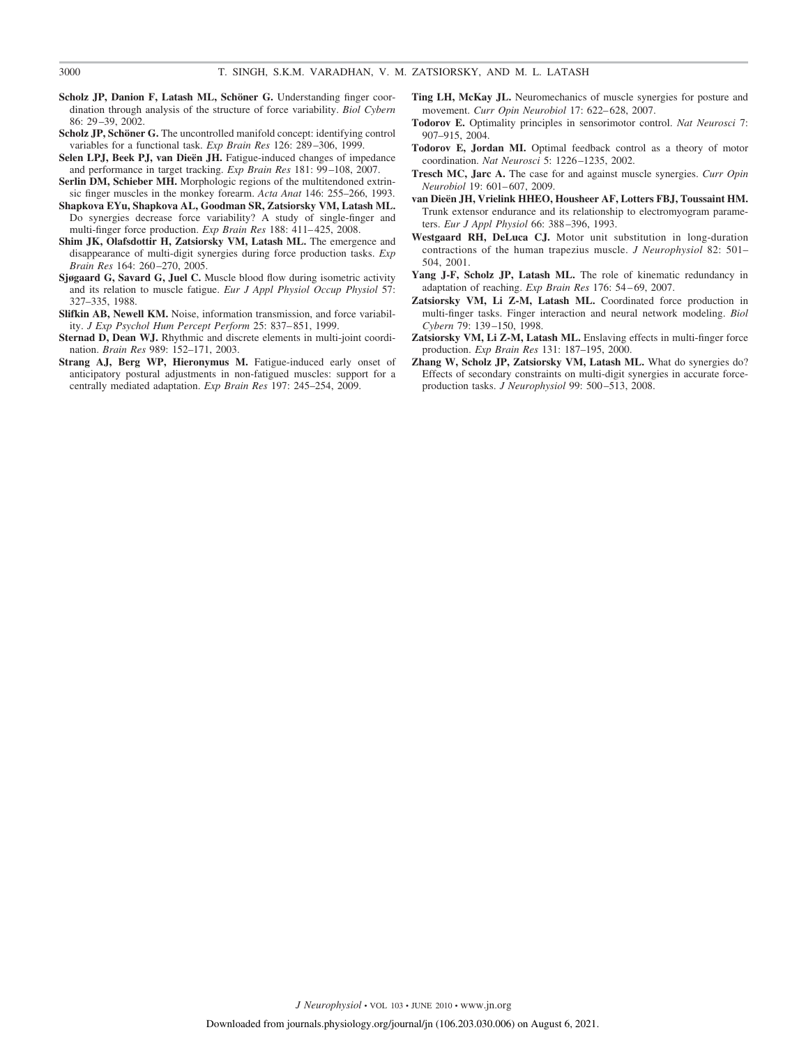**Scholz JP, Danion F, Latash ML, Schöner G.** Understanding finger coordination through analysis of the structure of force variability. *Biol Cybern* 86: 29–39, 2002.

**Scholz JP, Schöner G.** The uncontrolled manifold concept: identifying control variables for a functional task. *Exp Brain Res* 126: 289–306, 1999.

**Selen LPJ, Beek PJ, van Dieën JH.** Fatigue-induced changes of impedance and performance in target tracking. *Exp Brain Res* 181: 99–108, 2007.

**Serlin DM, Schieber MH.** Morphologic regions of the multitendoned extrinsic finger muscles in the monkey forearm. *Acta Anat* 146: 255–266, 1993.

**Shapkova EYu, Shapkova AL, Goodman SR, Zatsiorsky VM, Latash ML.** Do synergies decrease force variability? A study of single-finger and multi-finger force production. *Exp Brain Res* 188: 411–425, 2008.

**Shim JK, Olafsdottir H, Zatsiorsky VM, Latash ML.** The emergence and disappearance of multi-digit synergies during force production tasks. *Exp Brain Res* 164: 260–270, 2005.

**Sjøgaard G, Savard G, Juel C.** Muscle blood flow during isometric activity and its relation to muscle fatigue. *Eur J Appl Physiol Occup Physiol* 57: 327–335, 1988.

**Slifkin AB, Newell KM.** Noise, information transmission, and force variability. *J Exp Psychol Hum Percept Perform* 25: 837–851, 1999.

**Sternad D, Dean WJ.** Rhythmic and discrete elements in multi-joint coordination. *Brain Res* 989: 152–171, 2003.

**Strang AJ, Berg WP, Hieronymus M.** Fatigue-induced early onset of anticipatory postural adjustments in non-fatigued muscles: support for a centrally mediated adaptation. *Exp Brain Res* 197: 245–254, 2009.

**Ting LH, McKay JL.** Neuromechanics of muscle synergies for posture and movement. *Curr Opin Neurobiol* 17: 622–628, 2007.

**Todorov E.** Optimality principles in sensorimotor control. *Nat Neurosci* 7: 907–915, 2004.

**Todorov E, Jordan MI.** Optimal feedback control as a theory of motor coordination. *Nat Neurosci* 5: 1226–1235, 2002.

**Tresch MC, Jarc A.** The case for and against muscle synergies. *Curr Opin Neurobiol* 19: 601–607, 2009.

**van Dieën JH, Vrielink HHEO, Housheer AF, Lotters FBJ, Toussaint HM.** Trunk extensor endurance and its relationship to electromyogram parameters. *Eur J Appl Physiol* 66: 388–396, 1993.

**Westgaard RH, DeLuca CJ.** Motor unit substitution in long-duration contractions of the human trapezius muscle. *J Neurophysiol* 82: 501–504, 2001.

**Yang J-F, Scholz JP, Latash ML.** The role of kinematic redundancy in adaptation of reaching. *Exp Brain Res* 176: 54–69, 2007.

**Zatsiorsky VM, Li Z-M, Latash ML.** Coordinated force production in multi-finger tasks. Finger interaction and neural network modeling. *Biol Cybern* 79: 139–150, 1998.

**Zatsiorsky VM, Li Z-M, Latash ML.** Enslaving effects in multi-finger force production. *Exp Brain Res* 131: 187–195, 2000.

**Zhang W, Scholz JP, Zatsiorsky VM, Latash ML.** What do synergies do? Effects of secondary constraints on multi-digit synergies in accurate force-production tasks. *J Neurophysiol* 99: 500–513, 2008.